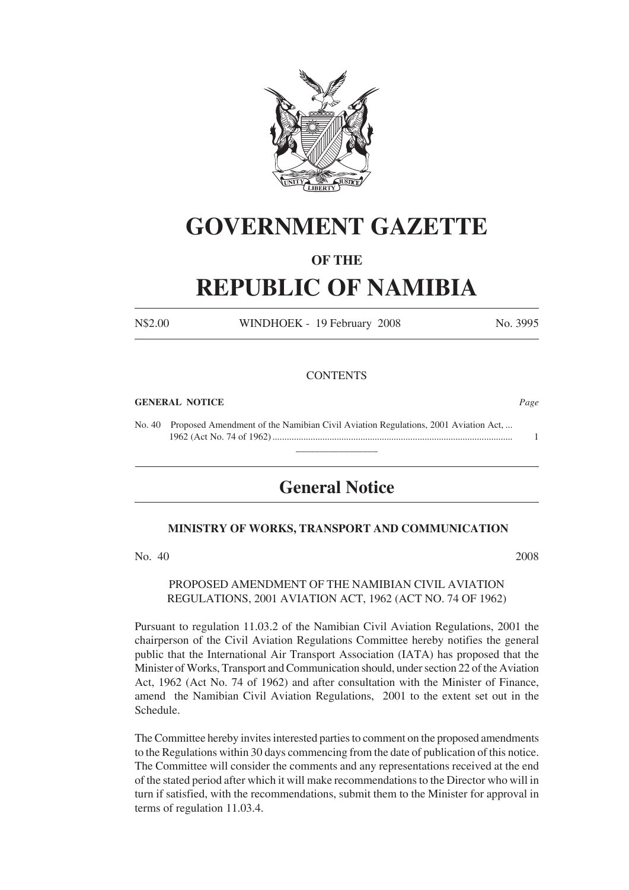# GOVERNMENT GAZETTE

### OF THE

# REPUBLIC OF NAMIBIA

N$2.00 WINDHOEK - 19 February 2008 No. 3995

CONTENTS

**GENERAL NOTICE** *Page*

No. 40 Proposed Amendment of the Namibian Civil Aviation Regulations, 2001 Aviation Act, ... 1962 (Act No. 74 of 1962) .................................................................................................... 1

---

## General Notice

### MINISTRY OF WORKS, TRANSPORT AND COMMUNICATION

No. 40 2008

PROPOSED AMENDMENT OF THE NAMIBIAN CIVIL AVIATION REGULATIONS, 2001 AVIATION ACT, 1962 (ACT NO. 74 OF 1962)

Pursuant to regulation 11.03.2 of the Namibian Civil Aviation Regulations, 2001 the chairperson of the Civil Aviation Regulations Committee hereby notifies the general public that the International Air Transport Association (IATA) has proposed that the Minister of Works, Transport and Communication should, under section 22 of the Aviation Act, 1962 (Act No. 74 of 1962) and after consultation with the Minister of Finance, amend the Namibian Civil Aviation Regulations, 2001 to the extent set out in the Schedule.

The Committee hereby invites interested parties to comment on the proposed amendments to the Regulations within 30 days commencing from the date of publication of this notice. The Committee will consider the comments and any representations received at the end of the stated period after which it will make recommendations to the Director who will in turn if satisfied, with the recommendations, submit them to the Minister for approval in terms of regulation 11.03.4.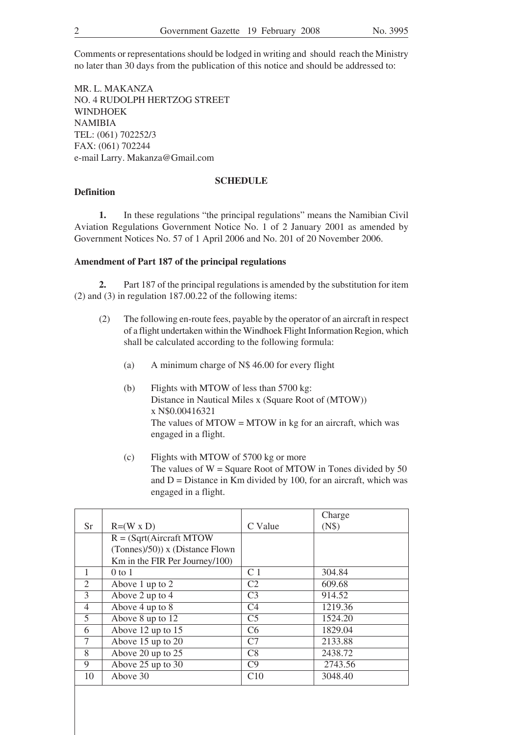Comments or representations should be lodged in writing and should reach the Ministry no later than 30 days from the publication of this notice and should be addressed to:

MR. L. MAKANZA
NO. 4 RUDOLPH HERTZOG STREET
WINDHOEK
NAMIBIA
TEL: (061) 702252/3
FAX: (061) 702244
e-mail Larry. Makanza@Gmail.com

## SCHEDULE

**Definition**

**1.** In these regulations "the principal regulations" means the Namibian Civil Aviation Regulations Government Notice No. 1 of 2 January 2001 as amended by Government Notices No. 57 of 1 April 2006 and No. 201 of 20 November 2006.

**Amendment of Part 187 of the principal regulations**

**2.** Part 187 of the principal regulations is amended by the substitution for item (2) and (3) in regulation 187.00.22 of the following items:

(2) The following en-route fees, payable by the operator of an aircraft in respect of a flight undertaken within the Windhoek Flight Information Region, which shall be calculated according to the following formula:

(a) A minimum charge of N$ 46.00 for every flight

(b) Flights with MTOW of less than 5700 kg:
Distance in Nautical Miles x (Square Root of (MTOW)) x N$0.00416321
The values of MTOW = MTOW in kg for an aircraft, which was engaged in a flight.

(c) Flights with MTOW of 5700 kg or more
The values of W = Square Root of MTOW in Tones divided by 50 and D = Distance in Km divided by 100, for an aircraft, which was engaged in a flight.

| Sr | R=(W x D) | C Value | Charge (N$) |
|---|---|---|---|
| | R = (Sqrt(Aircraft MTOW (Tonnes)/50)) x (Distance Flown Km in the FIR Per Journey/100) | | |
| 1 | 0 to 1 | C 1 | 304.84 |
| 2 | Above 1 up to 2 | C2 | 609.68 |
| 3 | Above 2 up to 4 | C3 | 914.52 |
| 4 | Above 4 up to 8 | C4 | 1219.36 |
| 5 | Above 8 up to 12 | C5 | 1524.20 |
| 6 | Above 12 up to 15 | C6 | 1829.04 |
| 7 | Above 15 up to 20 | C7 | 2133.88 |
| 8 | Above 20 up to 25 | C8 | 2438.72 |
| 9 | Above 25 up to 30 | C9 | 2743.56 |
| 10 | Above 30 | C10 | 3048.40 |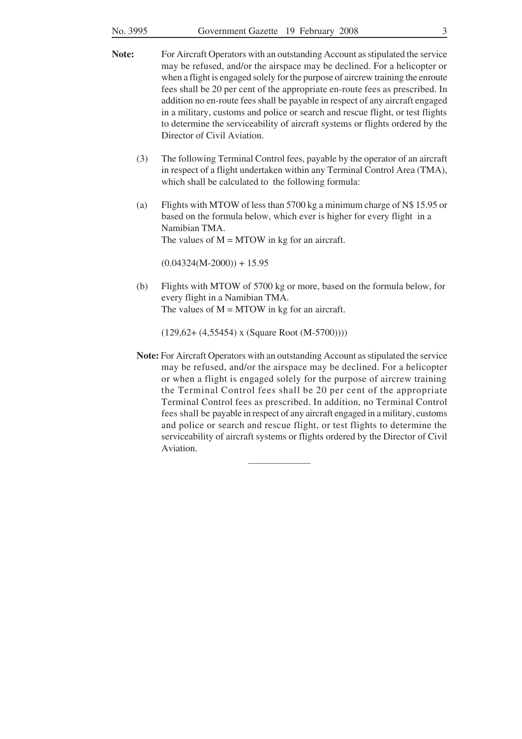**Note:** For Aircraft Operators with an outstanding Account as stipulated the service may be refused, and/or the airspace may be declined. For a helicopter or when a flight is engaged solely for the purpose of aircrew training the enroute fees shall be 20 per cent of the appropriate en-route fees as prescribed. In addition no en-route fees shall be payable in respect of any aircraft engaged in a military, customs and police or search and rescue flight, or test flights to determine the serviceability of aircraft systems or flights ordered by the Director of Civil Aviation.

(3) The following Terminal Control fees, payable by the operator of an aircraft in respect of a flight undertaken within any Terminal Control Area (TMA), which shall be calculated to the following formula:

(a) Flights with MTOW of less than 5700 kg a minimum charge of N$ 15.95 or based on the formula below, which ever is higher for every flight in a Namibian TMA.
The values of M = MTOW in kg for an aircraft.

$$(0.04324(M-2000)) + 15.95$$

(b) Flights with MTOW of 5700 kg or more, based on the formula below, for every flight in a Namibian TMA.
The values of M = MTOW in kg for an aircraft.

(129,62+ (4,55454) x (Square Root (M-5700))))

**Note:** For Aircraft Operators with an outstanding Account as stipulated the service may be refused, and/or the airspace may be declined. For a helicopter or when a flight is engaged solely for the purpose of aircrew training the Terminal Control fees shall be 20 per cent of the appropriate Terminal Control fees as prescribed. In addition, no Terminal Control fees shall be payable in respect of any aircraft engaged in a military, customs and police or search and rescue flight, or test flights to determine the serviceability of aircraft systems or flights ordered by the Director of Civil Aviation.

---